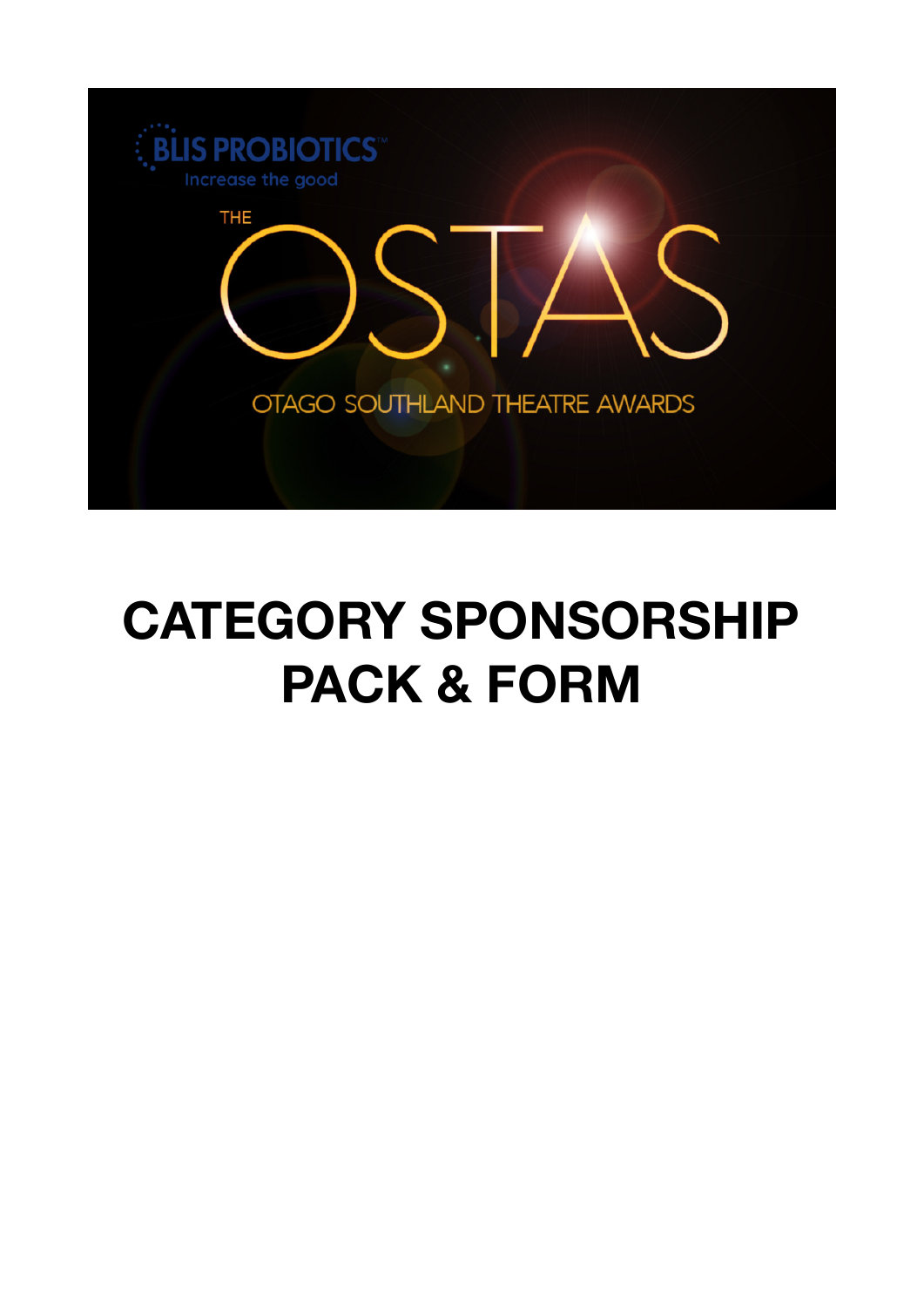BLIS PROBIOTICS™

Increase the good

THE OSTAS

OTAGO SOUTHLAND THEATRE AWARDS

# CATEGORY SPONSORSHIP PACK & FORM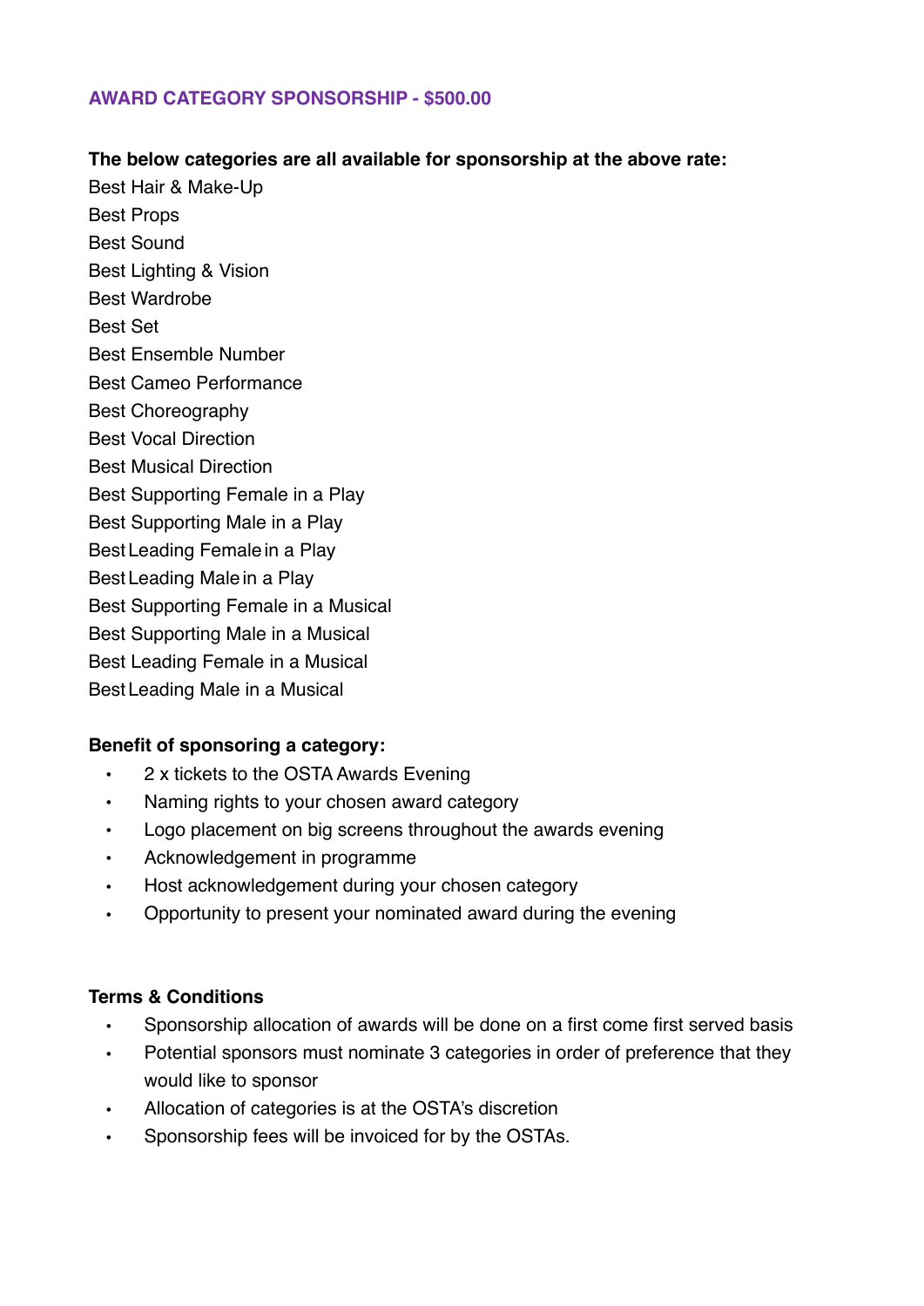## AWARD CATEGORY SPONSORSHIP - $500.00

**The below categories are all available for sponsorship at the above rate:**

Best Hair & Make-Up
Best Props
Best Sound
Best Lighting & Vision
Best Wardrobe
Best Set
Best Ensemble Number
Best Cameo Performance
Best Choreography
Best Vocal Direction
Best Musical Direction
Best Supporting Female in a Play
Best Supporting Male in a Play
Best Leading Female in a Play
Best Leading Male in a Play
Best Supporting Female in a Musical
Best Supporting Male in a Musical
Best Leading Female in a Musical
Best Leading Male in a Musical

**Benefit of sponsoring a category:**

- 2 x tickets to the OSTA Awards Evening
- Naming rights to your chosen award category
- Logo placement on big screens throughout the awards evening
- Acknowledgement in programme
- Host acknowledgement during your chosen category
- Opportunity to present your nominated award during the evening

**Terms & Conditions**

- Sponsorship allocation of awards will be done on a first come first served basis
- Potential sponsors must nominate 3 categories in order of preference that they would like to sponsor
- Allocation of categories is at the OSTA's discretion
- Sponsorship fees will be invoiced for by the OSTAs.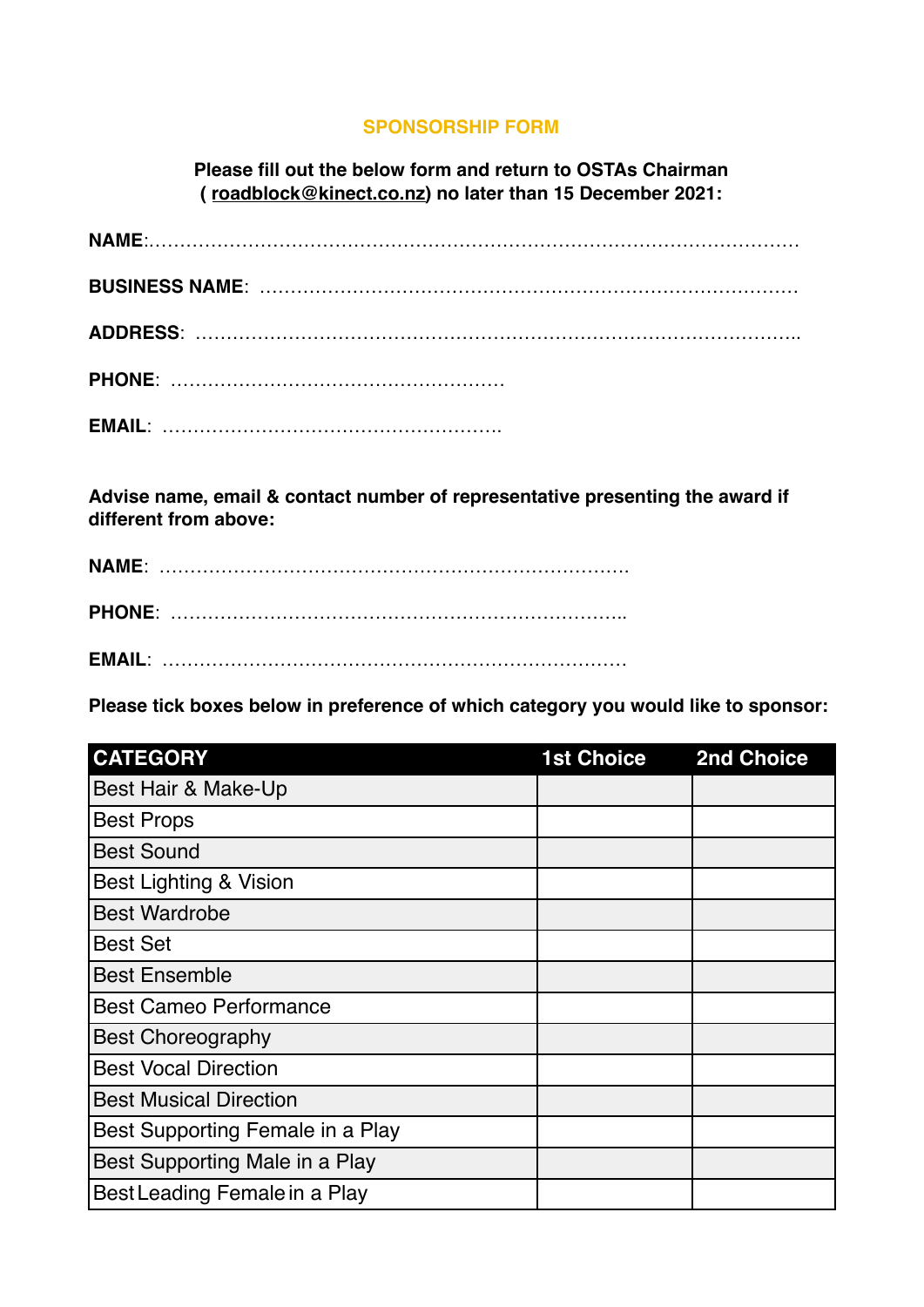## SPONSORSHIP FORM

**Please fill out the below form and return to OSTAs Chairman ( roadblock@kinect.co.nz) no later than 15 December 2021:**

**NAME**:.................................................................................................

**BUSINESS NAME**: ..........................................................................................

**ADDRESS**: ........................................................................................................

**PHONE**: .....................................................

**EMAIL**: .....................................................

**Advise name, email & contact number of representative presenting the award if different from above:**

**NAME**: ..........................................................................

**PHONE**: ..........................................................................

**EMAIL**: ..........................................................................

**Please tick boxes below in preference of which category you would like to sponsor:**

| CATEGORY | 1st Choice | 2nd Choice |
|---|---|---|
| Best Hair & Make-Up | | |
| Best Props | | |
| Best Sound | | |
| Best Lighting & Vision | | |
| Best Wardrobe | | |
| Best Set | | |
| Best Ensemble | | |
| Best Cameo Performance | | |
| Best Choreography | | |
| Best Vocal Direction | | |
| Best Musical Direction | | |
| Best Supporting Female in a Play | | |
| Best Supporting Male in a Play | | |
| Best Leading Female in a Play | | |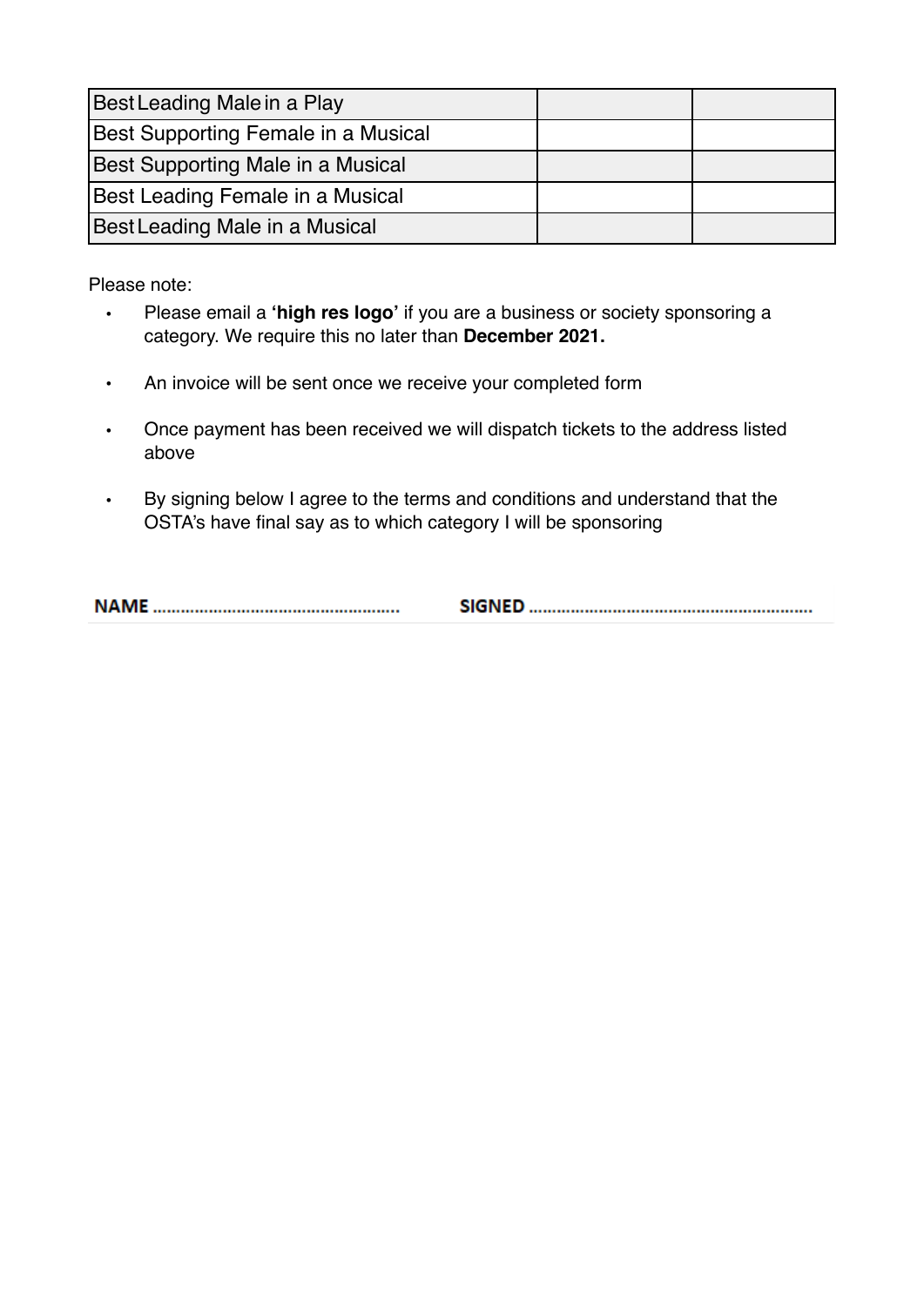| | | |
|---|---|---|
| Best Leading Male in a Play | | |
| Best Supporting Female in a Musical | | |
| Best Supporting Male in a Musical | | |
| Best Leading Female in a Musical | | |
| Best Leading Male in a Musical | | |

Please note:

- Please email a **'high res logo'** if you are a business or society sponsoring a category. We require this no later than **December 2021.**
- An invoice will be sent once we receive your completed form
- Once payment has been received we will dispatch tickets to the address listed above
- By signing below I agree to the terms and conditions and understand that the OSTA's have final say as to which category I will be sponsoring

**NAME** ..................................................... **SIGNED** ............................................................